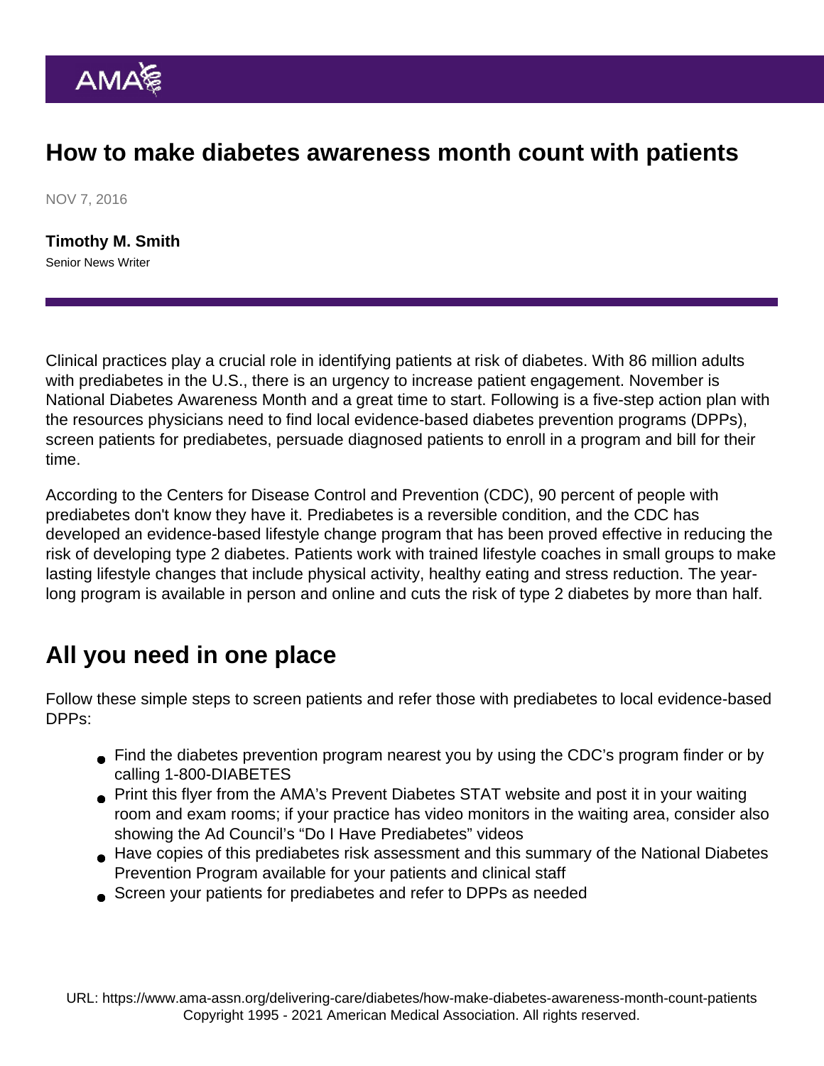# How to make diabetes awareness month count with patients

NOV 7, 2016

**Timothy M. Smith**
Senior News Writer

Clinical practices play a crucial role in identifying patients at risk of diabetes. With 86 million adults with prediabetes in the U.S., there is an urgency to increase patient engagement. November is National Diabetes Awareness Month and a great time to start. Following is a five-step action plan with the resources physicians need to find local evidence-based diabetes prevention programs (DPPs), screen patients for prediabetes, persuade diagnosed patients to enroll in a program and bill for their time.

According to the Centers for Disease Control and Prevention (CDC), 90 percent of people with prediabetes don't know they have it. Prediabetes is a reversible condition, and the CDC has developed an evidence-based lifestyle change program that has been proved effective in reducing the risk of developing type 2 diabetes. Patients work with trained lifestyle coaches in small groups to make lasting lifestyle changes that include physical activity, healthy eating and stress reduction. The year-long program is available in person and online and cuts the risk of type 2 diabetes by more than half.

## All you need in one place

Follow these simple steps to screen patients and refer those with prediabetes to local evidence-based DPPs:

- Find the diabetes prevention program nearest you by using the CDC's program finder or by calling 1-800-DIABETES
- Print this flyer from the AMA's Prevent Diabetes STAT website and post it in your waiting room and exam rooms; if your practice has video monitors in the waiting area, consider also showing the Ad Council's "Do I Have Prediabetes" videos
- Have copies of this prediabetes risk assessment and this summary of the National Diabetes Prevention Program available for your patients and clinical staff
- Screen your patients for prediabetes and refer to DPPs as needed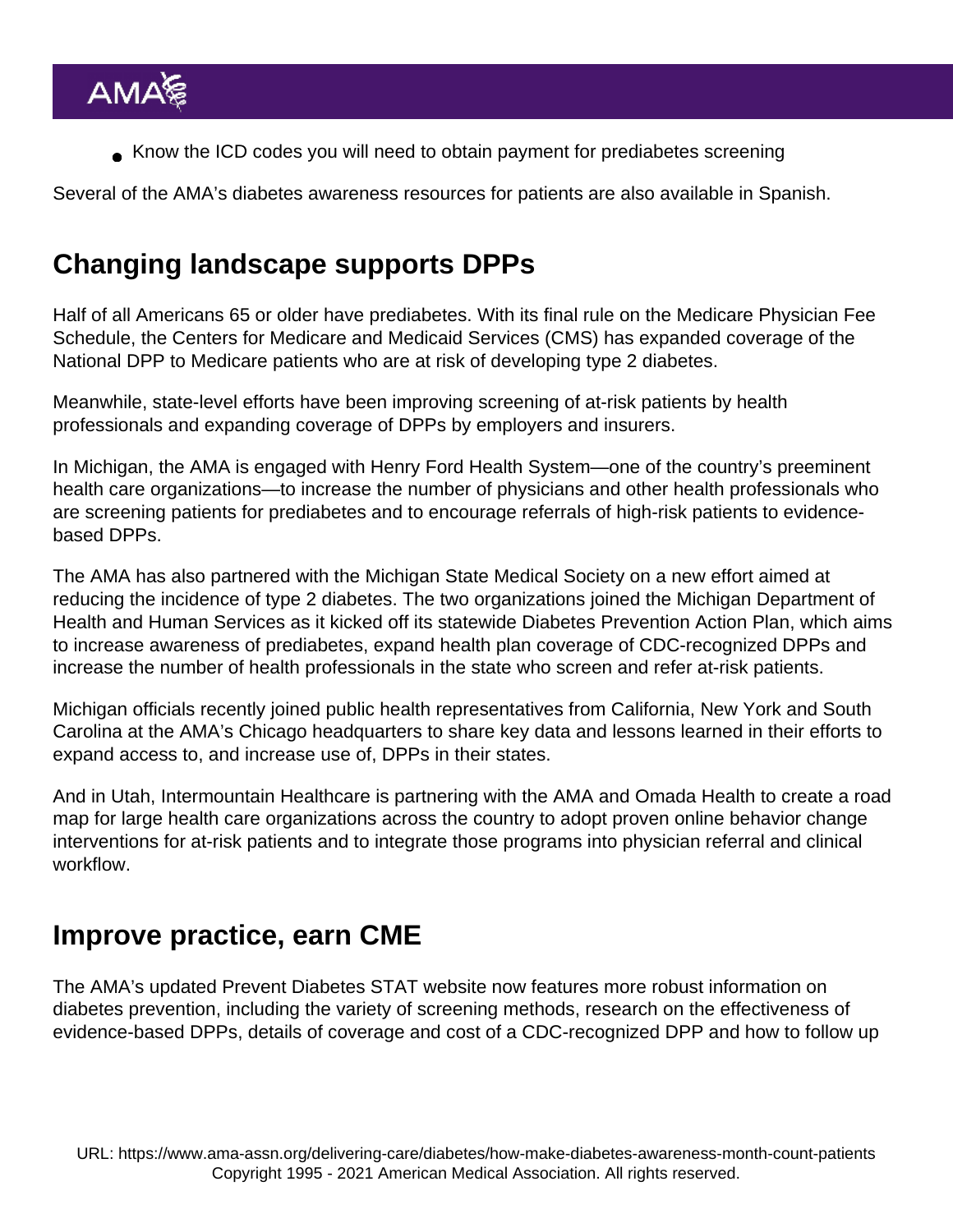- Know the ICD codes you will need to obtain payment for prediabetes screening

Several of the AMA's diabetes awareness resources for patients are also available in Spanish.

## Changing landscape supports DPPs

Half of all Americans 65 or older have prediabetes. With its final rule on the Medicare Physician Fee Schedule, the Centers for Medicare and Medicaid Services (CMS) has expanded coverage of the National DPP to Medicare patients who are at risk of developing type 2 diabetes.

Meanwhile, state-level efforts have been improving screening of at-risk patients by health professionals and expanding coverage of DPPs by employers and insurers.

In Michigan, the AMA is engaged with Henry Ford Health System—one of the country's preeminent health care organizations—to increase the number of physicians and other health professionals who are screening patients for prediabetes and to encourage referrals of high-risk patients to evidence-based DPPs.

The AMA has also partnered with the Michigan State Medical Society on a new effort aimed at reducing the incidence of type 2 diabetes. The two organizations joined the Michigan Department of Health and Human Services as it kicked off its statewide Diabetes Prevention Action Plan, which aims to increase awareness of prediabetes, expand health plan coverage of CDC-recognized DPPs and increase the number of health professionals in the state who screen and refer at-risk patients.

Michigan officials recently joined public health representatives from California, New York and South Carolina at the AMA's Chicago headquarters to share key data and lessons learned in their efforts to expand access to, and increase use of, DPPs in their states.

And in Utah, Intermountain Healthcare is partnering with the AMA and Omada Health to create a road map for large health care organizations across the country to adopt proven online behavior change interventions for at-risk patients and to integrate those programs into physician referral and clinical workflow.

## Improve practice, earn CME

The AMA's updated Prevent Diabetes STAT website now features more robust information on diabetes prevention, including the variety of screening methods, research on the effectiveness of evidence-based DPPs, details of coverage and cost of a CDC-recognized DPP and how to follow up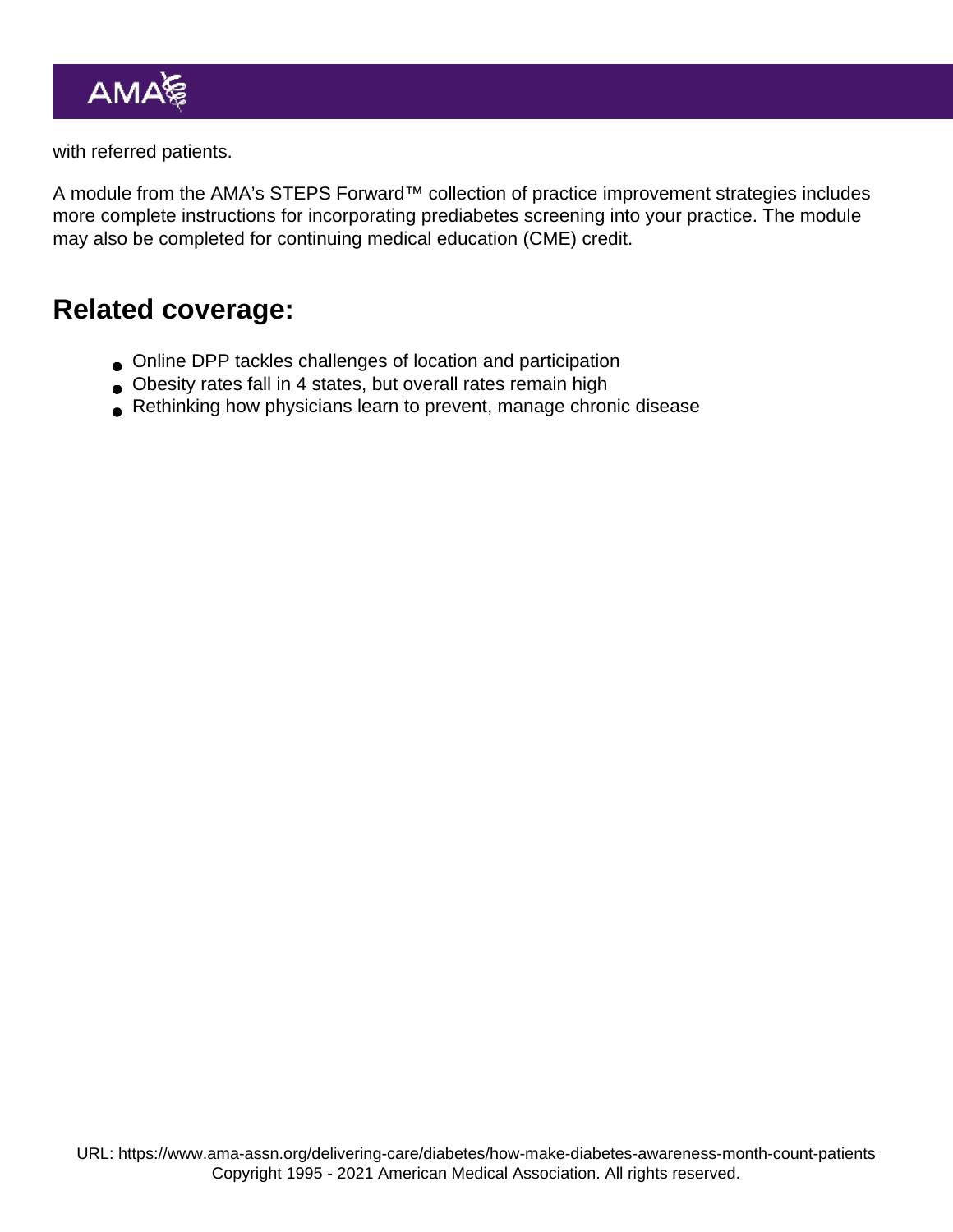with referred patients.

A module from the AMA's STEPS Forward™ collection of practice improvement strategies includes more complete instructions for incorporating prediabetes screening into your practice. The module may also be completed for continuing medical education (CME) credit.

## Related coverage:

- Online DPP tackles challenges of location and participation
- Obesity rates fall in 4 states, but overall rates remain high
- Rethinking how physicians learn to prevent, manage chronic disease